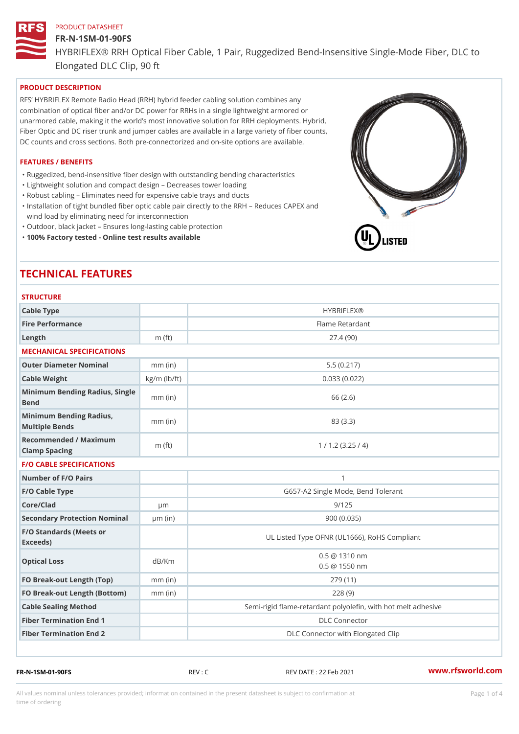PRODUCT DATASHEET

# FR-N-1SM-01-90FS

HYBRIFLEX® RRH Optical Fiber Cable, 1 Pair, Ruggedized Bend-Insensitive Single-Mode Fiber, DLC to Elongated DLC Clip, 90 ft

## PRODUCT DESCRIPTION

RFS' HYBRIFLEX Remote Radio Head (RRH) hybrid feeder cabling solution combines any combination of optical fiber and/or DC power for RRHs in a single lightweight armored or unarmored cable, making it the world's most innovative solution for RRH deployments. Hybrid, Fiber Optic and DC riser trunk and jumper cables are available in a large variety of fiber counts, DC counts and cross sections. Both pre-connectorized and on-site options are available.

## FEATURES / BENEFITS

- Ruggedized, bend-insensitive fiber design with outstanding bending characteristics
- Lightweight solution and compact design – Decreases tower loading
- Robust cabling – Eliminates need for expensive cable trays and ducts
- Installation of tight bundled fiber optic cable pair directly to the RRH – Reduces CAPEX and wind load by eliminating need for interconnection
- Outdoor, black jacket – Ensures long-lasting cable protection
- **100% Factory tested - Online test results available**

# TECHNICAL FEATURES

### STRUCTURE

| | | |
|---|---|---|
| Cable Type | | HYBRIFLEX® |
| Fire Performance | | Flame Retardant |
| Length | m (ft) | 27.4 (90) |

### MECHANICAL SPECIFICATIONS

| | | |
|---|---|---|
| Outer Diameter Nominal | mm (in) | 5.5 (0.217) |
| Cable Weight | kg/m (lb/ft) | 0.033 (0.022) |
| Minimum Bending Radius, Single Bend | mm (in) | 66 (2.6) |
| Minimum Bending Radius, Multiple Bends | mm (in) | 83 (3.3) |
| Recommended / Maximum Clamp Spacing | m (ft) | 1 / 1.2 (3.25 / 4) |

### F/O CABLE SPECIFICATIONS

| | | |
|---|---|---|
| Number of F/O Pairs | | 1 |
| F/O Cable Type | | G657-A2 Single Mode, Bend Tolerant |
| Core/Clad | μm | 9/125 |
| Secondary Protection Nominal | μm (in) | 900 (0.035) |
| F/O Standards (Meets or Exceeds) | | UL Listed Type OFNR (UL1666), RoHS Compliant |
| Optical Loss | dB/Km | 0.5 @ 1310 nm<br>0.5 @ 1550 nm |
| FO Break-out Length (Top) | mm (in) | 279 (11) |
| FO Break-out Length (Bottom) | mm (in) | 228 (9) |
| Cable Sealing Method | | Semi-rigid flame-retardant polyolefin, with hot melt adhesive |
| Fiber Termination End 1 | | DLC Connector |
| Fiber Termination End 2 | | DLC Connector with Elongated Clip |

FR-N-1SM-01-90FS REV : C REV DATE : 22 Feb 2021 www.rfsworld.com

All values nominal unless tolerances provided; information contained in the present datasheet is subject to confirmation at time of ordering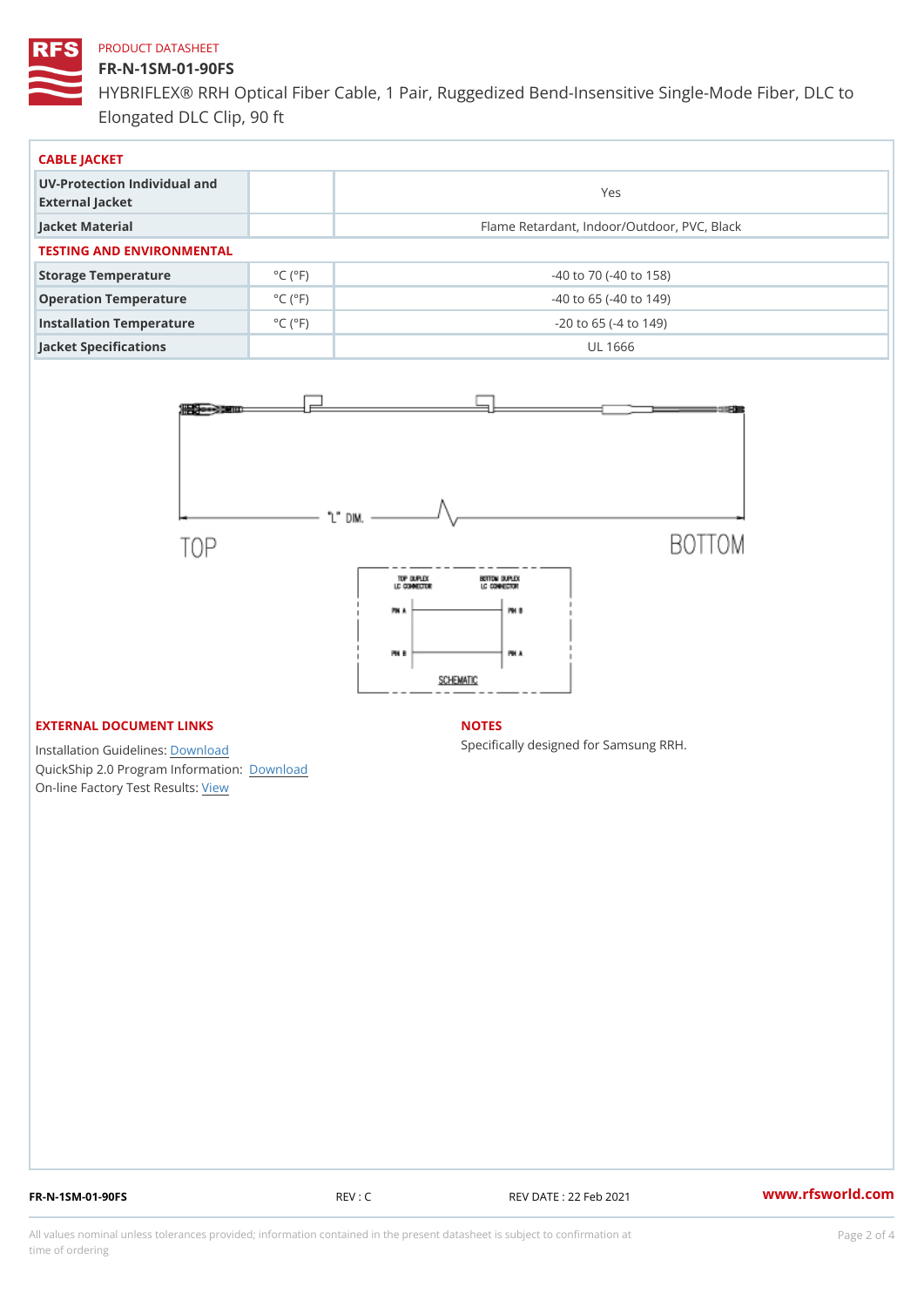PRODUCT DATASHEET

**FR-N-1SM-01-90FS**

HYBRIFLEX® RRH Optical Fiber Cable, 1 Pair, Ruggedized Bend-Insensitive Single-Mode Fiber, DLC to Elongated DLC Clip, 90 ft

## CABLE JACKET

| | | |
|---|---|---|
| **UV-Protection Individual and External Jacket** | | Yes |
| **Jacket Material** | | Flame Retardant, Indoor/Outdoor, PVC, Black |

## TESTING AND ENVIRONMENTAL

| | | |
|---|---|---|
| **Storage Temperature** | °C (°F) | -40 to 70 (-40 to 158) |
| **Operation Temperature** | °C (°F) | -40 to 65 (-40 to 149) |
| **Installation Temperature** | °C (°F) | -20 to 65 (-4 to 149) |
| **Jacket Specifications** | | UL 1666 |

"L" DIM.

TOP

BOTTOM

TOP DUPLEX LC CONNECTOR

BOTTOM DUPLEX LC CONNECTOR

PIN A — PIN B

PIN B — PIN A

SCHEMATIC

## EXTERNAL DOCUMENT LINKS

Installation Guidelines: Download

QuickShip 2.0 Program Information: Download

On-line Factory Test Results: View

## NOTES

Specifically designed for Samsung RRH.

FR-N-1SM-01-90FS | REV : C | REV DATE : 22 Feb 2021 | www.rfsworld.com

All values nominal unless tolerances provided; information contained in the present datasheet is subject to confirmation at time of ordering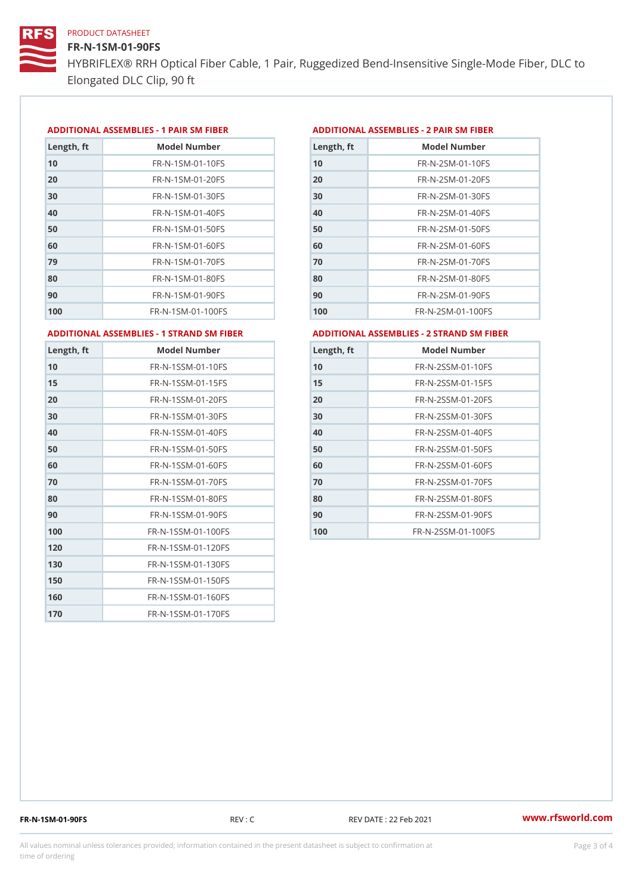# FR-N-1SM-01-90FS

HYBRIFLEX® RRH Optical Fiber Cable, 1 Pair, Ruggedized Bend-Insensitive Single-Mode Fiber, DLC to Elongated DLC Clip, 90 ft

## ADDITIONAL ASSEMBLIES - 1 PAIR SM FIBER

| Length, ft | Model Number |
|---|---|
| 10 | FR-N-1SM-01-10FS |
| 20 | FR-N-1SM-01-20FS |
| 30 | FR-N-1SM-01-30FS |
| 40 | FR-N-1SM-01-40FS |
| 50 | FR-N-1SM-01-50FS |
| 60 | FR-N-1SM-01-60FS |
| 79 | FR-N-1SM-01-70FS |
| 80 | FR-N-1SM-01-80FS |
| 90 | FR-N-1SM-01-90FS |
| 100 | FR-N-1SM-01-100FS |

## ADDITIONAL ASSEMBLIES - 2 PAIR SM FIBER

| Length, ft | Model Number |
|---|---|
| 10 | FR-N-2SM-01-10FS |
| 20 | FR-N-2SM-01-20FS |
| 30 | FR-N-2SM-01-30FS |
| 40 | FR-N-2SM-01-40FS |
| 50 | FR-N-2SM-01-50FS |
| 60 | FR-N-2SM-01-60FS |
| 70 | FR-N-2SM-01-70FS |
| 80 | FR-N-2SM-01-80FS |
| 90 | FR-N-2SM-01-90FS |
| 100 | FR-N-2SM-01-100FS |

## ADDITIONAL ASSEMBLIES - 1 STRAND SM FIBER

| Length, ft | Model Number |
|---|---|
| 10 | FR-N-1SSM-01-10FS |
| 15 | FR-N-1SSM-01-15FS |
| 20 | FR-N-1SSM-01-20FS |
| 30 | FR-N-1SSM-01-30FS |
| 40 | FR-N-1SSM-01-40FS |
| 50 | FR-N-1SSM-01-50FS |
| 60 | FR-N-1SSM-01-60FS |
| 70 | FR-N-1SSM-01-70FS |
| 80 | FR-N-1SSM-01-80FS |
| 90 | FR-N-1SSM-01-90FS |
| 100 | FR-N-1SSM-01-100FS |
| 120 | FR-N-1SSM-01-120FS |
| 130 | FR-N-1SSM-01-130FS |
| 150 | FR-N-1SSM-01-150FS |
| 160 | FR-N-1SSM-01-160FS |
| 170 | FR-N-1SSM-01-170FS |

## ADDITIONAL ASSEMBLIES - 2 STRAND SM FIBER

| Length, ft | Model Number |
|---|---|
| 10 | FR-N-2SSM-01-10FS |
| 15 | FR-N-2SSM-01-15FS |
| 20 | FR-N-2SSM-01-20FS |
| 30 | FR-N-2SSM-01-30FS |
| 40 | FR-N-2SSM-01-40FS |
| 50 | FR-N-2SSM-01-50FS |
| 60 | FR-N-2SSM-01-60FS |
| 70 | FR-N-2SSM-01-70FS |
| 80 | FR-N-2SSM-01-80FS |
| 90 | FR-N-2SSM-01-90FS |
| 100 | FR-N-2SSM-01-100FS |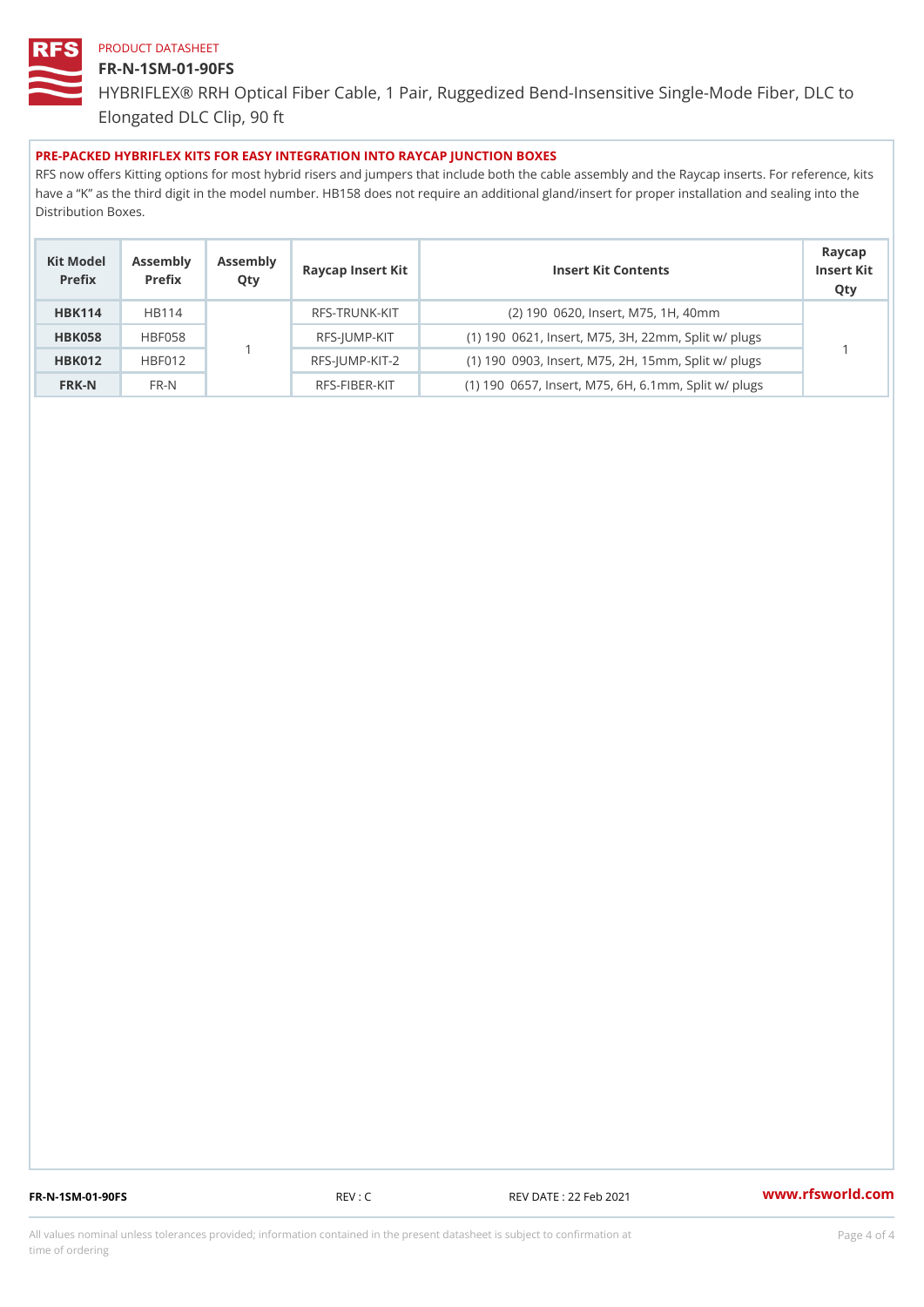PRODUCT DATASHEET

# FR-N-1SM-01-90FS

HYBRIFLEX® RRH Optical Fiber Cable, 1 Pair, Ruggedized Bend-Insensitive Single-Mode Fiber, DLC to Elongated DLC Clip, 90 ft

## PRE-PACKED HYBRIFLEX KITS FOR EASY INTEGRATION INTO RAYCAP JUNCTION BOXES

RFS now offers Kitting options for most hybrid risers and jumpers that include both the cable assembly and the Raycap inserts. For reference, kits have a "K" as the third digit in the model number. HB158 does not require an additional gland/insert for proper installation and sealing into the Distribution Boxes.

| Kit Model Prefix | Assembly Prefix | Assembly Qty | Raycap Insert Kit | Insert Kit Contents | Raycap Insert Kit Qty |
|---|---|---|---|---|---|
| **HBK114** | HB114 | 1 | RFS-TRUNK-KIT | (2) 190_0620, Insert, M75, 1H, 40mm | 1 |
| **HBK058** | HBF058 | | RFS-JUMP-KIT | (1) 190_0621, Insert, M75, 3H, 22mm, Split w/ plugs | |
| **HBK012** | HBF012 | | RFS-JUMP-KIT-2 | (1) 190_0903, Insert, M75, 2H, 15mm, Split w/ plugs | |
| **FRK-N** | FR-N | | RFS-FIBER-KIT | (1) 190_0657, Insert, M75, 6H, 6.1mm, Split w/ plugs | |

FR-N-1SM-01-90FS REV : C REV DATE : 22 Feb 2021 www.rfsworld.com

All values nominal unless tolerances provided; information contained in the present datasheet is subject to confirmation at time of ordering